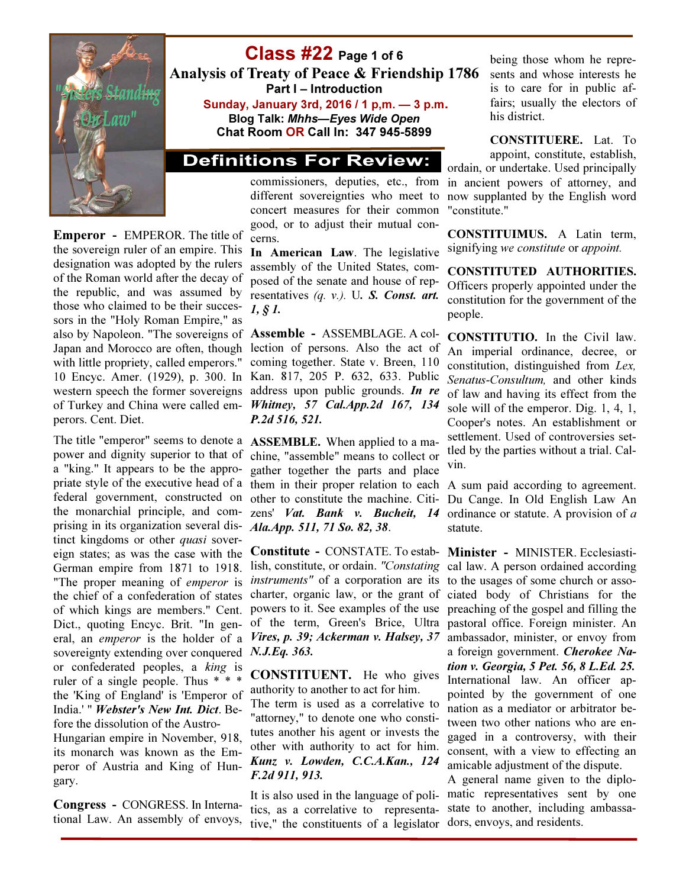# Class #22 Page 1 of 6

## Analysis of Treaty of Peace & Friendship 1786

### Part I – Introduction

**Sunday, January 3rd, 2016 / 1 p,m. — 3 p.m.**

**Blog Talk: *Mhhs—Eyes Wide Open***

**Chat Room OR Call In: 347 945-5899**

## Definitions For Review:

**Emperor -** EMPEROR. The title of the sovereign ruler of an empire. This designation was adopted by the rulers of the Roman world after the decay of the republic, and was assumed by those who claimed to be their successors in the "Holy Roman Empire," as also by Napoleon. "The sovereigns of Japan and Morocco are often, though with little propriety, called emperors." 10 Encyc. Amer. (1929), p. 300. In western speech the former sovereigns of Turkey and China were called emperors. Cent. Diet.

The title "emperor" seems to denote a power and dignity superior to that of a "king." It appears to be the appropriate style of the executive head of a federal government, constructed on the monarchial principle, and comprising in its organization several distinct kingdoms or other *quasi* sovereign states; as was the case with the German empire from 1871 to 1918. "The proper meaning of *emperor* is the chief of a confederation of states of which kings are members." Cent. Dict., quoting Encyc. Brit. "In general, an *emperor* is the holder of a sovereignty extending over conquered or confederated peoples, a *king* is ruler of a single people. Thus * * * the 'King of England' is 'Emperor of India.' " ***Webster's New Int. Dict***. Before the dissolution of the Austro-Hungarian empire in November, 918, its monarch was known as the Emperor of Austria and King of Hungary.

**Congress -** CONGRESS. In International Law. An assembly of envoys, commissioners, deputies, etc., from different sovereignties who meet to concert measures for their common good, or to adjust their mutual concerns.

**In American Law**. The legislative assembly of the United States, composed of the senate and house of representatives *(q. v.).* U**. *S. Const. art. 1, § 1.***

**Assemble -** ASSEMBLAGE. A collection of persons. Also the act of coming together. State v. Breen, 110 Kan. 817, 205 P. 632, 633. Public address upon public grounds. ***In re Whitney, 57 Cal.App.2d 167, 134 P.2d 516, 521.***

**ASSEMBLE.** When applied to a machine, "assemble" means to collect or gather together the parts and place them in their proper relation to each other to constitute the machine. Citizens' ***Vat. Bank v. Bucheit, 14 Ala.App. 511, 71 So. 82, 38***.

**Constitute -** CONSTATE. To establish, constitute, or ordain. *"Constating instruments"* of a corporation are its charter, organic law, or the grant of powers to it. See examples of the use of the term, Green's Brice, Ultra ***Vires, p. 39; Ackerman v. Halsey, 37 N.J.Eq. 363.***

**CONSTITUENT.** He who gives authority to another to act for him. The term is used as a correlative to "attorney," to denote one who constitutes another his agent or invests the other with authority to act for him. ***Kunz v. Lowden, C.C.A.Kan., 124 F.2d 911, 913.***

It is also used in the language of politics, as a correlative to representative," the constituents of a legislator being those whom he represents and whose interests he is to care for in public affairs; usually the electors of his district.

**CONSTITUERE.** Lat. To appoint, constitute, establish, ordain, or undertake. Used principally in ancient powers of attorney, and now supplanted by the English word "constitute."

**CONSTITUIMUS.** A Latin term, signifying *we constitute* or *appoint.*

**CONSTITUTED AUTHORITIES.** Officers properly appointed under the constitution for the government of the people.

**CONSTITUTIO.** In the Civil law. An imperial ordinance, decree, or constitution, distinguished from *Lex, Senatus-Consultum,* and other kinds of law and having its effect from the sole will of the emperor. Dig. 1, 4, 1, Cooper's notes. An establishment or settlement. Used of controversies settled by the parties without a trial. Calvin.

A sum paid according to agreement. Du Cange. In Old English Law An ordinance or statute. A provision of *a* statute.

**Minister -** MINISTER. Ecclesiastical law. A person ordained according to the usages of some church or associated body of Christians for the preaching of the gospel and filling the pastoral office. Foreign minister. An ambassador, minister, or envoy from a foreign government. ***Cherokee Nation v. Georgia, 5 Pet. 56, 8 L.Ed. 25.*** International law. An officer appointed by the government of one nation as a mediator or arbitrator between two other nations who are engaged in a controversy, with their consent, with a view to effecting an amicable adjustment of the dispute.

A general name given to the diplomatic representatives sent by one state to another, including ambassadors, envoys, and residents.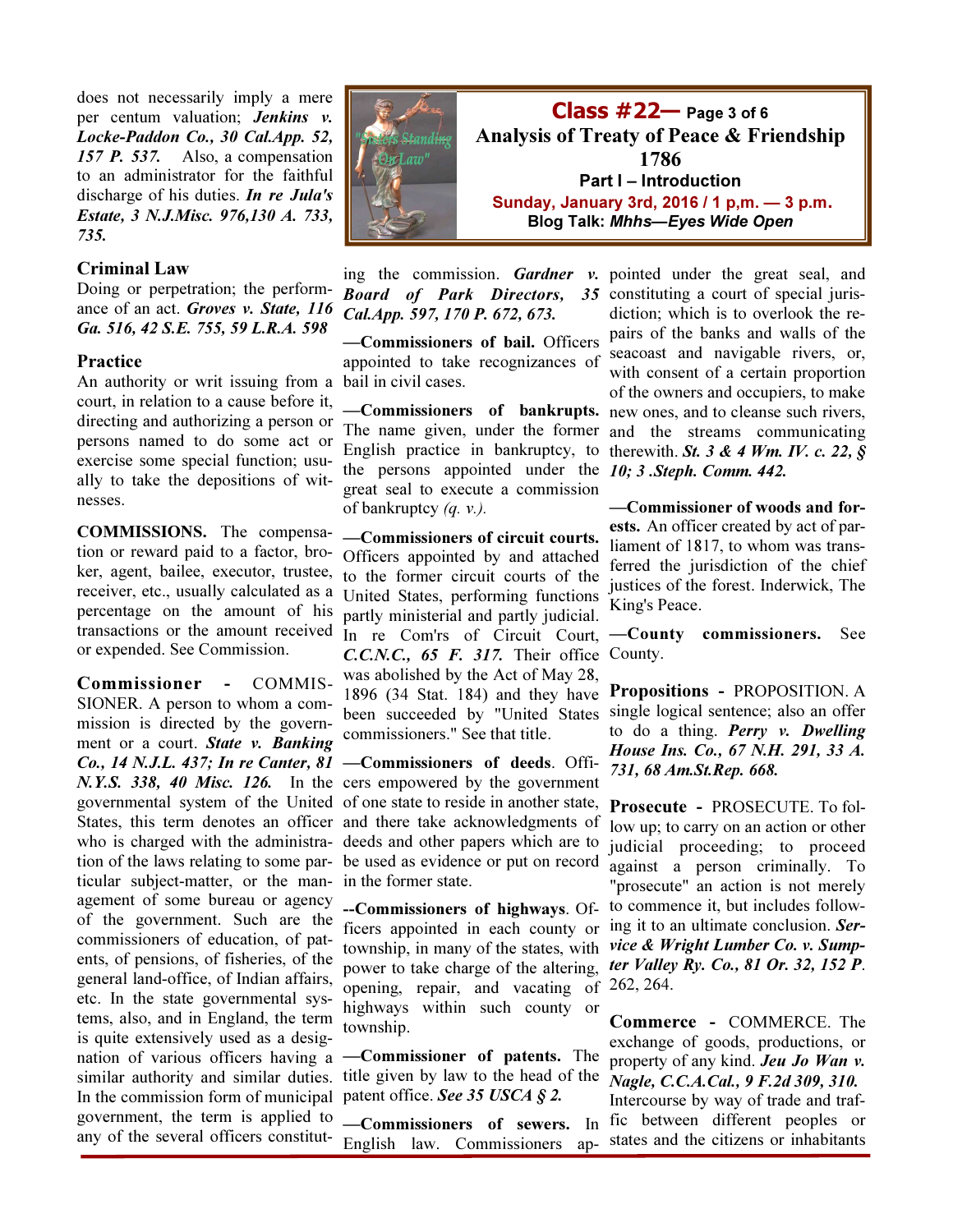does not necessarily imply a mere per centum valuation; ***Jenkins v. Locke-Paddon Co., 30 Cal.App. 52, 157 P. 537.*** Also, a compensation to an administrator for the faithful discharge of his duties. ***In re Jula's Estate, 3 N.J.Misc. 976,130 A. 733, 735.***

**Criminal Law**
Doing or perpetration; the performance of an act. ***Groves v. State, 116 Ga. 516, 42 S.E. 755, 59 L.R.A. 598***

**Practice**
An authority or writ issuing from a court, in relation to a cause before it, directing and authorizing a person or persons named to do some act or exercise some special function; usually to take the depositions of witnesses.

**COMMISSIONS.** The compensation or reward paid to a factor, broker, agent, bailee, executor, trustee, receiver, etc., usually calculated as a percentage on the amount of his transactions or the amount received or expended. See Commission.

**Commissioner** - COMMISSIONER. A person to whom a commission is directed by the government or a court. ***State v. Banking Co., 14 N.J.L. 437; In re Canter, 81 N.Y.S. 338, 40 Misc. 126.*** In the governmental system of the United States, this term denotes an officer who is charged with the administration of the laws relating to some particular subject-matter, or the management of some bureau or agency of the government. Such are the commissioners of education, of patents, of pensions, of fisheries, of the general land-office, of Indian affairs, etc. In the state governmental systems, also, and in England, the term is quite extensively used as a designation of various officers having a similar authority and similar duties. In the commission form of municipal government, the term is applied to any of the several officers constituting the commission. ***Gardner v. Board of Park Directors, 35 Cal.App. 597, 170 P. 672, 673.***

**—Commissioners of bail.** Officers appointed to take recognizances of bail in civil cases.

**—Commissioners of bankrupts.** The name given, under the former English practice in bankruptcy, to the persons appointed under the great seal to execute a commission of bankruptcy *(q. v.).*

**—Commissioners of circuit courts.** Officers appointed by and attached to the former circuit courts of the United States, performing functions partly ministerial and partly judicial. In re Com'rs of Circuit Court, ***C.C.N.C., 65 F. 317.*** Their office was abolished by the Act of May 28, 1896 (34 Stat. 184) and they have been succeeded by "United States commissioners." See that title.

**—Commissioners of deeds**. Officers empowered by the government of one state to reside in another state, and there take acknowledgments of deeds and other papers which are to be used as evidence or put on record in the former state.

**--Commissioners of highways**. Officers appointed in each county or township, in many of the states, with power to take charge of the altering, opening, repair, and vacating of highways within such county or township.

**—Commissioner of patents.** The title given by law to the head of the patent office. ***See 35 USCA § 2.***

**—Commissioners of sewers.** In English law. Commissioners appointed under the great seal, and constituting a court of special jurisdiction; which is to overlook the repairs of the banks and walls of the seacoast and navigable rivers, or, with consent of a certain proportion of the owners and occupiers, to make new ones, and to cleanse such rivers, and the streams communicating therewith. ***St. 3 & 4 Wm. IV. c. 22, § 10; 3 .Steph. Comm. 442.***

**—Commissioner of woods and forests.** An officer created by act of parliament of 1817, to whom was transferred the jurisdiction of the chief justices of the forest. Inderwick, The King's Peace.

**—County commissioners.** See County.

**Propositions** - PROPOSITION. A single logical sentence; also an offer to do a thing. ***Perry v. Dwelling House Ins. Co., 67 N.H. 291, 33 A. 731, 68 Am.St.Rep. 668.***

**Prosecute** - PROSECUTE. To follow up; to carry on an action or other judicial proceeding; to proceed against a person criminally. To "prosecute" an action is not merely to commence it, but includes following it to an ultimate conclusion. ***Service & Wright Lumber Co. v. Sumpter Valley Ry. Co., 81 Or. 32, 152 P.*** 262, 264.

**Commerce** - COMMERCE. The exchange of goods, productions, or property of any kind. ***Jeu Jo Wan v. Nagle, C.C.A.Cal., 9 F.2d 309, 310.*** Intercourse by way of trade and traffic between different peoples or states and the citizens or inhabitants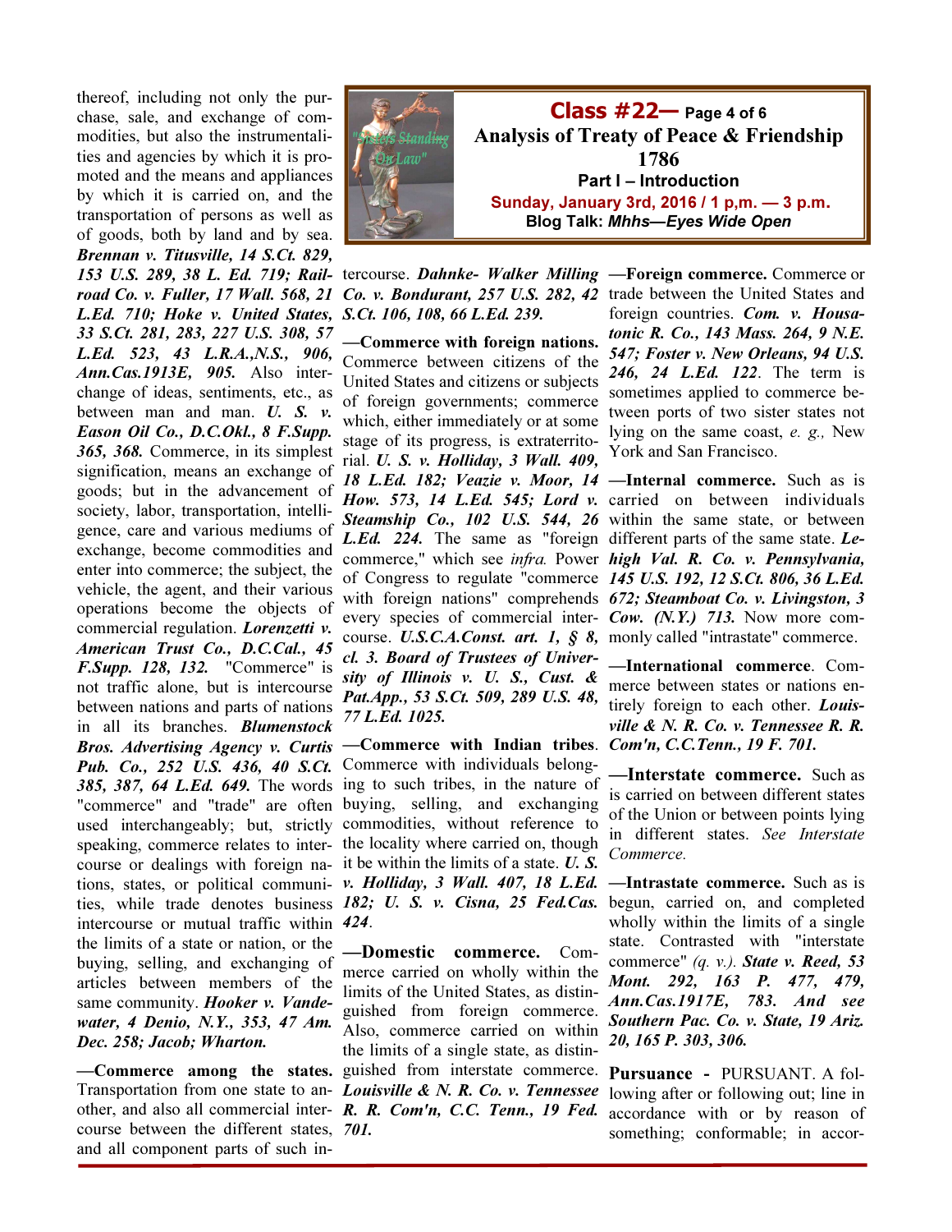thereof, including not only the purchase, sale, and exchange of commodities, but also the instrumentalities and agencies by which it is promoted and the means and appliances by which it is carried on, and the transportation of persons as well as of goods, both by land and by sea. ***Brennan v. Titusville, 14 S.Ct. 829, 153 U.S. 289, 38 L. Ed. 719; Railroad Co. v. Fuller, 17 Wall. 568, 21 L.Ed. 710; Hoke v. United States, 33 S.Ct. 281, 283, 227 U.S. 308, 57 L.Ed. 523, 43 L.R.A.,N.S., 906, Ann.Cas.1913E, 905.*** Also interchange of ideas, sentiments, etc., as between man and man. ***U. S. v. Eason Oil Co., D.C.Okl., 8 F.Supp. 365, 368.*** Commerce, in its simplest signification, means an exchange of goods; but in the advancement of society, labor, transportation, intelligence, care and various mediums of exchange, become commodities and enter into commerce; the subject, the vehicle, the agent, and their various operations become the objects of commercial regulation. ***Lorenzetti v. American Trust Co., D.C.Cal., 45 F.Supp. 128, 132.*** "Commerce" is not traffic alone, but is intercourse between nations and parts of nations in all its branches. ***Blumenstock Bros. Advertising Agency v. Curtis Pub. Co., 252 U.S. 436, 40 S.Ct. 385, 387, 64 L.Ed. 649.*** The words "commerce" and "trade" are often used interchangeably; but, strictly speaking, commerce relates to intercourse or dealings with foreign nations, states, or political communities, while trade denotes business intercourse or mutual traffic within the limits of a state or nation, or the buying, selling, and exchanging of articles between members of the same community. ***Hooker v. Vandewater, 4 Denio, N.Y., 353, 47 Am. Dec. 258; Jacob; Wharton.***

**—Commerce among the states.** Transportation from one state to another, and also all commercial intercourse between the different states, and all component parts of such intercourse. ***Dahnke- Walker Milling Co. v. Bondurant, 257 U.S. 282, 42 S.Ct. 106, 108, 66 L.Ed. 239.***

**—Commerce with foreign nations.** Commerce between citizens of the United States and citizens or subjects of foreign governments; commerce which, either immediately or at some stage of its progress, is extraterritorial. ***U. S. v. Holliday, 3 Wall. 409, 18 L.Ed. 182; Veazie v. Moor, 14 How. 573, 14 L.Ed. 545; Lord v. Steamship Co., 102 U.S. 544, 26 L.Ed. 224.*** The same as "foreign commerce," which see *infra.* Power of Congress to regulate "commerce with foreign nations" comprehends every species of commercial intercourse. ***U.S.C.A.Const. art. 1, § 8, cl. 3. Board of Trustees of University of Illinois v. U. S., Cust. & Pat.App., 53 S.Ct. 509, 289 U.S. 48, 77 L.Ed. 1025.***

**—Commerce with Indian tribes.** Commerce with individuals belonging to such tribes, in the nature of buying, selling, and exchanging commodities, without reference to the locality where carried on, though it be within the limits of a state. ***U. S. v. Holliday, 3 Wall. 407, 18 L.Ed. 182; U. S. v. Cisna, 25 Fed.Cas. 424.***

**—Domestic commerce.** Commerce carried on wholly within the limits of the United States, as distinguished from foreign commerce. Also, commerce carried on within the limits of a single state, as distinguished from interstate commerce. ***Louisville & N. R. Co. v. Tennessee R. R. Com'n, C.C. Tenn., 19 Fed. 701.***

**—Foreign commerce.** Commerce or trade between the United States and foreign countries. ***Com. v. Housatonic R. Co., 143 Mass. 264, 9 N.E. 547; Foster v. New Orleans, 94 U.S. 246, 24 L.Ed. 122.*** The term is sometimes applied to commerce between ports of two sister states not lying on the same coast, *e. g.,* New York and San Francisco.

**—Internal commerce.** Such as is carried on between individuals within the same state, or between different parts of the same state. ***Lehigh Val. R. Co. v. Pennsylvania, 145 U.S. 192, 12 S.Ct. 806, 36 L.Ed. 672; Steamboat Co. v. Livingston, 3 Cow. (N.Y.) 713.*** Now more commonly called "intrastate" commerce.

**—International commerce.** Commerce between states or nations entirely foreign to each other. ***Louisville & N. R. Co. v. Tennessee R. R. Com'n, C.C.Tenn., 19 F. 701.***

**—Interstate commerce.** Such as is carried on between different states of the Union or between points lying in different states. *See Interstate Commerce.*

**—Intrastate commerce.** Such as is begun, carried on, and completed wholly within the limits of a single state. Contrasted with "interstate commerce" *(q. v.).* ***State v. Reed, 53 Mont. 292, 163 P. 477, 479, Ann.Cas.1917E, 783. And see Southern Pac. Co. v. State, 19 Ariz. 20, 165 P. 303, 306.***

**Pursuance -** PURSUANT. A following after or following out; line in accordance with or by reason of something; conformable; in accor-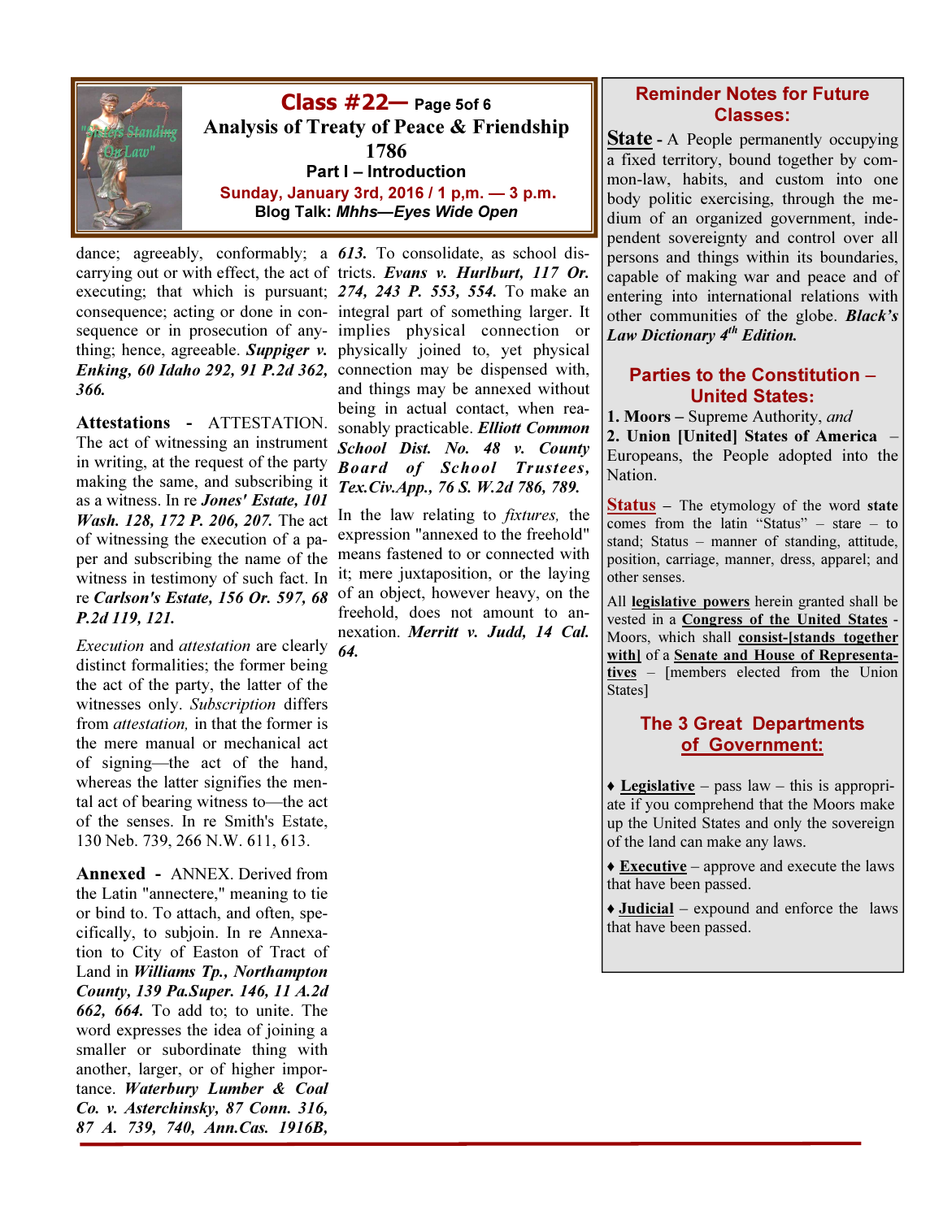# Class #22— Page 5of 6

## Analysis of Treaty of Peace & Friendship 1786

**Part I – Introduction**

**Sunday, January 3rd, 2016 / 1 p,m. — 3 p.m.**

**Blog Talk: *Mhhs—Eyes Wide Open***

dance; agreeably, conformably; a carrying out or with effect, the act of executing; that which is pursuant; consequence; acting or done in consequence or in prosecution of anything; hence, agreeable. ***Suppiger v. Enking, 60 Idaho 292, 91 P.2d 362, 366.***

**Attestations -** ATTESTATION. The act of witnessing an instrument in writing, at the request of the party making the same, and subscribing it as a witness. In re ***Jones' Estate, 101 Wash. 128, 172 P. 206, 207.*** The act of witnessing the execution of a paper and subscribing the name of the witness in testimony of such fact. In re ***Carlson's Estate, 156 Or. 597, 68 P.2d 119, 121.***

*Execution* and *attestation* are clearly distinct formalities; the former being the act of the party, the latter of the witnesses only. *Subscription* differs from *attestation,* in that the former is the mere manual or mechanical act of signing—the act of the hand, whereas the latter signifies the mental act of bearing witness to—the act of the senses. In re Smith's Estate, 130 Neb. 739, 266 N.W. 611, 613.

**Annexed -** ANNEX. Derived from the Latin "annectere," meaning to tie or bind to. To attach, and often, specifically, to subjoin. In re Annexation to City of Easton of Tract of Land in ***Williams Tp., Northampton County, 139 Pa.Super. 146, 11 A.2d 662, 664.*** To add to; to unite. The word expresses the idea of joining a smaller or subordinate thing with another, larger, or of higher importance. ***Waterbury Lumber & Coal Co. v. Asterchinsky, 87 Conn. 316, 87 A. 739, 740, Ann.Cas. 1916B, 613.*** To consolidate, as school districts. ***Evans v. Hurlburt, 117 Or. 274, 243 P. 553, 554.*** To make an integral part of something larger. It implies physical connection or physically joined to, yet physical connection may be dispensed with, and things may be annexed without being in actual contact, when reasonably practicable. ***Elliott Common School Dist. No. 48 v. County Board of School Trustees, Tex.Civ.App., 76 S. W.2d 786, 789.***

In the law relating to *fixtures,* the expression "annexed to the freehold" means fastened to or connected with it; mere juxtaposition, or the laying of an object, however heavy, on the freehold, does not amount to annexation. ***Merritt v. Judd, 14 Cal. 64.***

## Reminder Notes for Future Classes:

**State** - A People permanently occupying a fixed territory, bound together by common-law, habits, and custom into one body politic exercising, through the medium of an organized government, independent sovereignty and control over all persons and things within its boundaries, capable of making war and peace and of entering into international relations with other communities of the globe. ***Black's Law Dictionary 4th Edition.***

### Parties to the Constitution – United States:

**1. Moors –** Supreme Authority, *and*
**2. Union [United] States of America** – Europeans, the People adopted into the Nation.

**Status** – The etymology of the word **state** comes from the latin "Status" – stare – to stand; Status – manner of standing, attitude, position, carriage, manner, dress, apparel; and other senses.

All **legislative powers** herein granted shall be vested in a **Congress of the United States** - Moors, which shall **consist-[stands together with]** of a **Senate and House of Representatives** – [members elected from the Union States]

### The 3 Great Departments of Government:

♦ **Legislative** – pass law – this is appropriate if you comprehend that the Moors make up the United States and only the sovereign of the land can make any laws.

♦ **Executive** – approve and execute the laws that have been passed.

♦ **Judicial** – expound and enforce the laws that have been passed.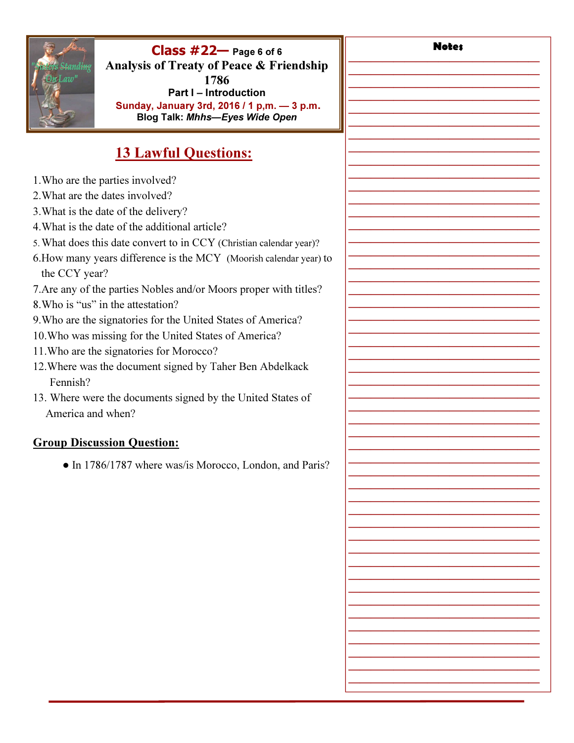# Class #22— Page 6 of 6

## Analysis of Treaty of Peace & Friendship 1786

**Part I – Introduction**

**Sunday, January 3rd, 2016 / 1 p,m. — 3 p.m.**

**Blog Talk: *Mhhs—Eyes Wide Open***

## 13 Lawful Questions:

1. Who are the parties involved?
2. What are the dates involved?
3. What is the date of the delivery?
4. What is the date of the additional article?
5. What does this date convert to in CCY (Christian calendar year)?
6. How many years difference is the MCY (Moorish calendar year) to the CCY year?
7. Are any of the parties Nobles and/or Moors proper with titles?
8. Who is "us" in the attestation?
9. Who are the signatories for the United States of America?
10. Who was missing for the United States of America?
11. Who are the signatories for Morocco?
12. Where was the document signed by Taher Ben Abdelkack Fennish?
13. Where were the documents signed by the United States of America and when?

### Group Discussion Question:

- In 1786/1787 where was/is Morocco, London, and Paris?

**Notes**